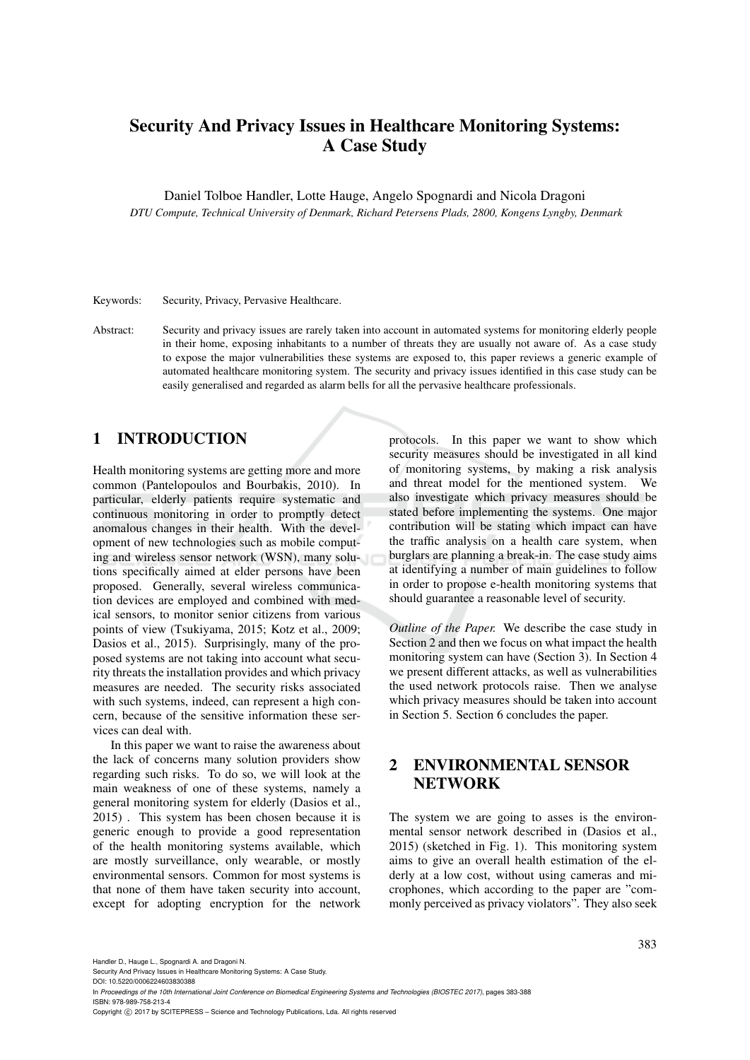# Security And Privacy Issues in Healthcare Monitoring Systems: A Case Study

Daniel Tolboe Handler, Lotte Hauge, Angelo Spognardi and Nicola Dragoni

*DTU Compute, Technical University of Denmark, Richard Petersens Plads, 2800, Kongens Lyngby, Denmark*

Keywords: Security, Privacy, Pervasive Healthcare.

Abstract: Security and privacy issues are rarely taken into account in automated systems for monitoring elderly people in their home, exposing inhabitants to a number of threats they are usually not aware of. As a case study to expose the major vulnerabilities these systems are exposed to, this paper reviews a generic example of automated healthcare monitoring system. The security and privacy issues identified in this case study can be easily generalised and regarded as alarm bells for all the pervasive healthcare professionals.

## 1 INTRODUCTION

Health monitoring systems are getting more and more common (Pantelopoulos and Bourbakis, 2010). In particular, elderly patients require systematic and continuous monitoring in order to promptly detect anomalous changes in their health. With the development of new technologies such as mobile computing and wireless sensor network (WSN), many solutions specifically aimed at elder persons have been proposed. Generally, several wireless communication devices are employed and combined with medical sensors, to monitor senior citizens from various points of view (Tsukiyama, 2015; Kotz et al., 2009; Dasios et al., 2015). Surprisingly, many of the proposed systems are not taking into account what security threats the installation provides and which privacy measures are needed. The security risks associated with such systems, indeed, can represent a high concern, because of the sensitive information these services can deal with.

In this paper we want to raise the awareness about the lack of concerns many solution providers show regarding such risks. To do so, we will look at the main weakness of one of these systems, namely a general monitoring system for elderly (Dasios et al., 2015) . This system has been chosen because it is generic enough to provide a good representation of the health monitoring systems available, which are mostly surveillance, only wearable, or mostly environmental sensors. Common for most systems is that none of them have taken security into account, except for adopting encryption for the network protocols. In this paper we want to show which security measures should be investigated in all kind of monitoring systems, by making a risk analysis and threat model for the mentioned system. We also investigate which privacy measures should be stated before implementing the systems. One major contribution will be stating which impact can have the traffic analysis on a health care system, when burglars are planning a break-in. The case study aims at identifying a number of main guidelines to follow in order to propose e-health monitoring systems that should guarantee a reasonable level of security.

*Outline of the Paper.* We describe the case study in Section 2 and then we focus on what impact the health monitoring system can have (Section 3). In Section 4 we present different attacks, as well as vulnerabilities the used network protocols raise. Then we analyse which privacy measures should be taken into account in Section 5. Section 6 concludes the paper.

## 2 ENVIRONMENTAL SENSOR NETWORK

The system we are going to asses is the environmental sensor network described in (Dasios et al., 2015) (sketched in Fig. 1). This monitoring system aims to give an overall health estimation of the elderly at a low cost, without using cameras and microphones, which according to the paper are "commonly perceived as privacy violators". They also seek

Handler D., Hauge L., Spognardi A. and Dragoni N.
Security And Privacy Issues in Healthcare Monitoring Systems: A Case Study.
DOI: 10.5220/0006224603830388
In *Proceedings of the 10th International Joint Conference on Biomedical Engineering Systems and Technologies (BIOSTEC 2017)*, pages 383-388
ISBN: 978-989-758-213-4
Copyright © 2017 by SCITEPRESS – Science and Technology Publications, Lda. All rights reserved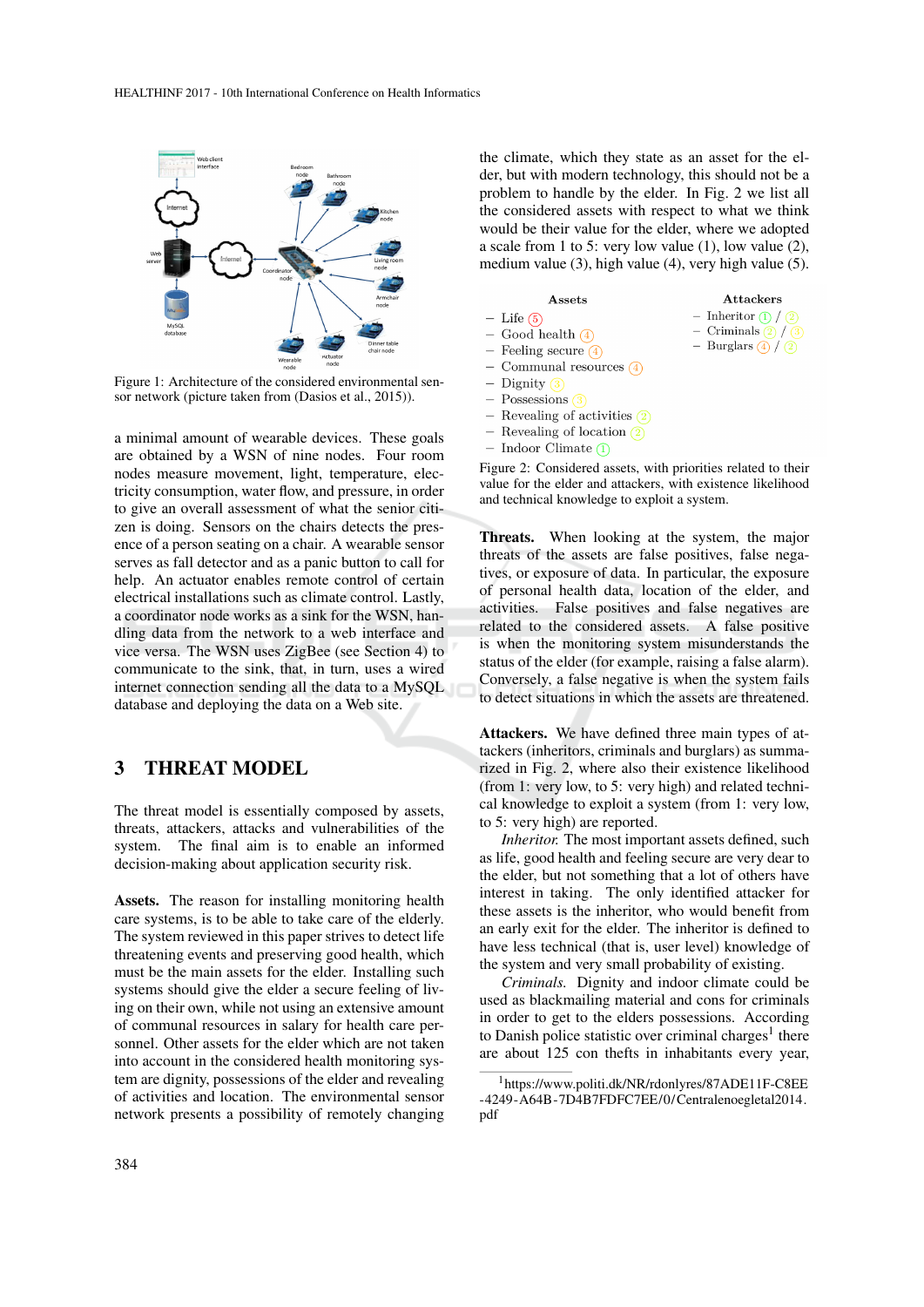Figure 1: Architecture of the considered environmental sensor network (picture taken from (Dasios et al., 2015)).

a minimal amount of wearable devices. These goals are obtained by a WSN of nine nodes. Four room nodes measure movement, light, temperature, electricity consumption, water flow, and pressure, in order to give an overall assessment of what the senior citizen is doing. Sensors on the chairs detects the presence of a person seating on a chair. A wearable sensor serves as fall detector and as a panic button to call for help. An actuator enables remote control of certain electrical installations such as climate control. Lastly, a coordinator node works as a sink for the WSN, handling data from the network to a web interface and vice versa. The WSN uses ZigBee (see Section 4) to communicate to the sink, that, in turn, uses a wired internet connection sending all the data to a MySQL database and deploying the data on a Web site.

## 3 THREAT MODEL

The threat model is essentially composed by assets, threats, attackers, attacks and vulnerabilities of the system. The final aim is to enable an informed decision-making about application security risk.

**Assets.** The reason for installing monitoring health care systems, is to be able to take care of the elderly. The system reviewed in this paper strives to detect life threatening events and preserving good health, which must be the main assets for the elder. Installing such systems should give the elder a secure feeling of living on their own, while not using an extensive amount of communal resources in salary for health care personnel. Other assets for the elder which are not taken into account in the considered health monitoring system are dignity, possessions of the elder and revealing of activities and location. The environmental sensor network presents a possibility of remotely changing the climate, which they state as an asset for the elder, but with modern technology, this should not be a problem to handle by the elder. In Fig. 2 we list all the considered assets with respect to what we think would be their value for the elder, where we adopted a scale from 1 to 5: very low value (1), low value (2), medium value (3), high value (4), very high value (5).

| Assets | Attackers |
|---|---|
| – Life (5) | – Inheritor (1) / (2) |
| – Good health (4) | – Criminals (2) / (3) |
| – Feeling secure (4) | – Burglars (4) / (2) |
| – Communal resources (4) | |
| – Dignity (3) | |
| – Possessions (3) | |
| – Revealing of activities (2) | |
| – Revealing of location (2) | |
| – Indoor Climate (1) | |

Figure 2: Considered assets, with priorities related to their value for the elder and attackers, with existence likelihood and technical knowledge to exploit a system.

**Threats.** When looking at the system, the major threats of the assets are false positives, false negatives, or exposure of data. In particular, the exposure of personal health data, location of the elder, and activities. False positives and false negatives are related to the considered assets. A false positive is when the monitoring system misunderstands the status of the elder (for example, raising a false alarm). Conversely, a false negative is when the system fails to detect situations in which the assets are threatened.

**Attackers.** We have defined three main types of attackers (inheritors, criminals and burglars) as summarized in Fig. 2, where also their existence likelihood (from 1: very low, to 5: very high) and technical knowledge to exploit a system (from 1: very low, to 5: very high) are reported.

*Inheritor.* The most important assets defined, such as life, good health and feeling secure are very dear to the elder, but not something that a lot of others have interest in taking. The only identified attacker for these assets is the inheritor, who would benefit from an early exit for the elder. The inheritor is defined to have less technical (that is, user level) knowledge of the system and very small probability of existing.

*Criminals.* Dignity and indoor climate could be used as blackmailing material and cons for criminals in order to get to the elders possessions. According to Danish police statistic over criminal charges[1] there are about 125 con thefts in inhabitants every year,

[1] https://www.politi.dk/NR/rdonlyres/87ADE11F-C8EE-4249-A64B-7D4B7FDFC7EE/0/Centralenoegletal2014.pdf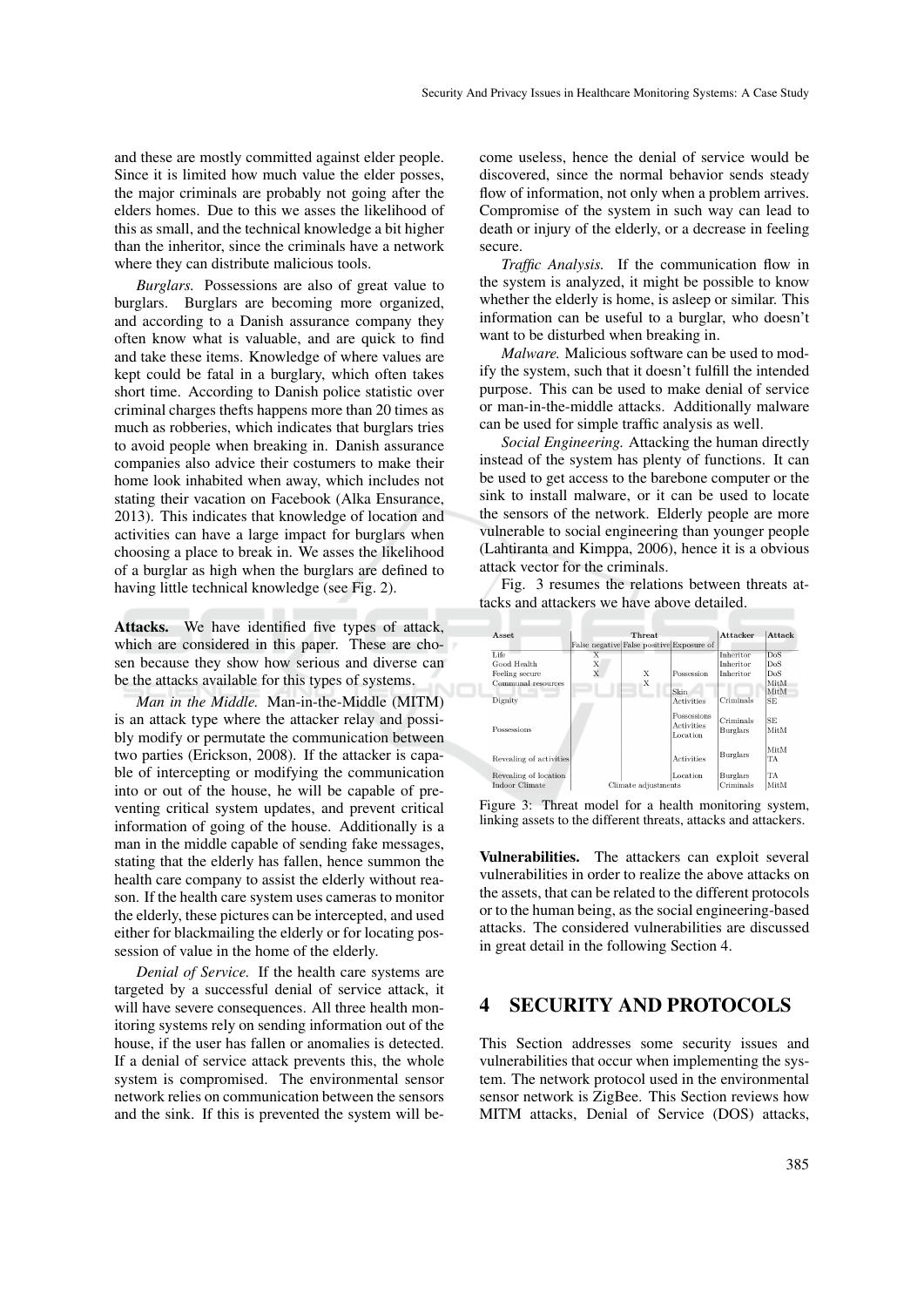and these are mostly committed against elder people. Since it is limited how much value the elder posses, the major criminals are probably not going after the elders homes. Due to this we asses the likelihood of this as small, and the technical knowledge a bit higher than the inheritor, since the criminals have a network where they can distribute malicious tools.

*Burglars.* Possessions are also of great value to burglars. Burglars are becoming more organized, and according to a Danish assurance company they often know what is valuable, and are quick to find and take these items. Knowledge of where values are kept could be fatal in a burglary, which often takes short time. According to Danish police statistic over criminal charges thefts happens more than 20 times as much as robberies, which indicates that burglars tries to avoid people when breaking in. Danish assurance companies also advice their costumers to make their home look inhabited when away, which includes not stating their vacation on Facebook (Alka Ensurance, 2013). This indicates that knowledge of location and activities can have a large impact for burglars when choosing a place to break in. We asses the likelihood of a burglar as high when the burglars are defined to having little technical knowledge (see Fig. 2).

**Attacks.** We have identified five types of attack, which are considered in this paper. These are chosen because they show how serious and diverse can be the attacks available for this types of systems.

*Man in the Middle.* Man-in-the-Middle (MITM) is an attack type where the attacker relay and possibly modify or permutate the communication between two parties (Erickson, 2008). If the attacker is capable of intercepting or modifying the communication into or out of the house, he will be capable of preventing critical system updates, and prevent critical information of going of the house. Additionally is a man in the middle capable of sending fake messages, stating that the elderly has fallen, hence summon the health care company to assist the elderly without reason. If the health care system uses cameras to monitor the elderly, these pictures can be intercepted, and used either for blackmailing the elderly or for locating possession of value in the home of the elderly.

*Denial of Service.* If the health care systems are targeted by a successful denial of service attack, it will have severe consequences. All three health monitoring systems rely on sending information out of the house, if the user has fallen or anomalies is detected. If a denial of service attack prevents this, the whole system is compromised. The environmental sensor network relies on communication between the sensors and the sink. If this is prevented the system will become useless, hence the denial of service would be discovered, since the normal behavior sends steady flow of information, not only when a problem arrives. Compromise of the system in such way can lead to death or injury of the elderly, or a decrease in feeling secure.

*Traffic Analysis.* If the communication flow in the system is analyzed, it might be possible to know whether the elderly is home, is asleep or similar. This information can be useful to a burglar, who doesn't want to be disturbed when breaking in.

*Malware.* Malicious software can be used to modify the system, such that it doesn't fulfill the intended purpose. This can be used to make denial of service or man-in-the-middle attacks. Additionally malware can be used for simple traffic analysis as well.

*Social Engineering.* Attacking the human directly instead of the system has plenty of functions. It can be used to get access to the barebone computer or the sink to install malware, or it can be used to locate the sensors of the network. Elderly people are more vulnerable to social engineering than younger people (Lahtiranta and Kimppa, 2006), hence it is a obvious attack vector for the criminals.

Fig. 3 resumes the relations between threats attacks and attackers we have above detailed.

| Asset | Threat | | | Attacker | Attack |
|---|---|---|---|---|---|
| | False negative | False positive | Exposure of | | |
| Life | X | | | Inheritor | DoS |
| Good Health | X | | | Inheritor | DoS |
| Feeling secure | X | X | Possession | Inheritor | DoS |
| Communal resources | | X | | | MitM MitM |
| Dignity | | | Skin Activities | Criminals | SE |
| Possessions | | | Possessions Activities Location | Criminals Burglars | SE MitM |
| Revealing of activities | | | Activities | Burglars | MitM TA |
| Revealing of location | | | Location | Burglars | TA |
| Indoor Climate | Climate adjustments | | | Criminals | MitM |

Figure 3: Threat model for a health monitoring system, linking assets to the different threats, attacks and attackers.

**Vulnerabilities.** The attackers can exploit several vulnerabilities in order to realize the above attacks on the assets, that can be related to the different protocols or to the human being, as the social engineering-based attacks. The considered vulnerabilities are discussed in great detail in the following Section 4.

# 4 SECURITY AND PROTOCOLS

This Section addresses some security issues and vulnerabilities that occur when implementing the system. The network protocol used in the environmental sensor network is ZigBee. This Section reviews how MITM attacks, Denial of Service (DOS) attacks,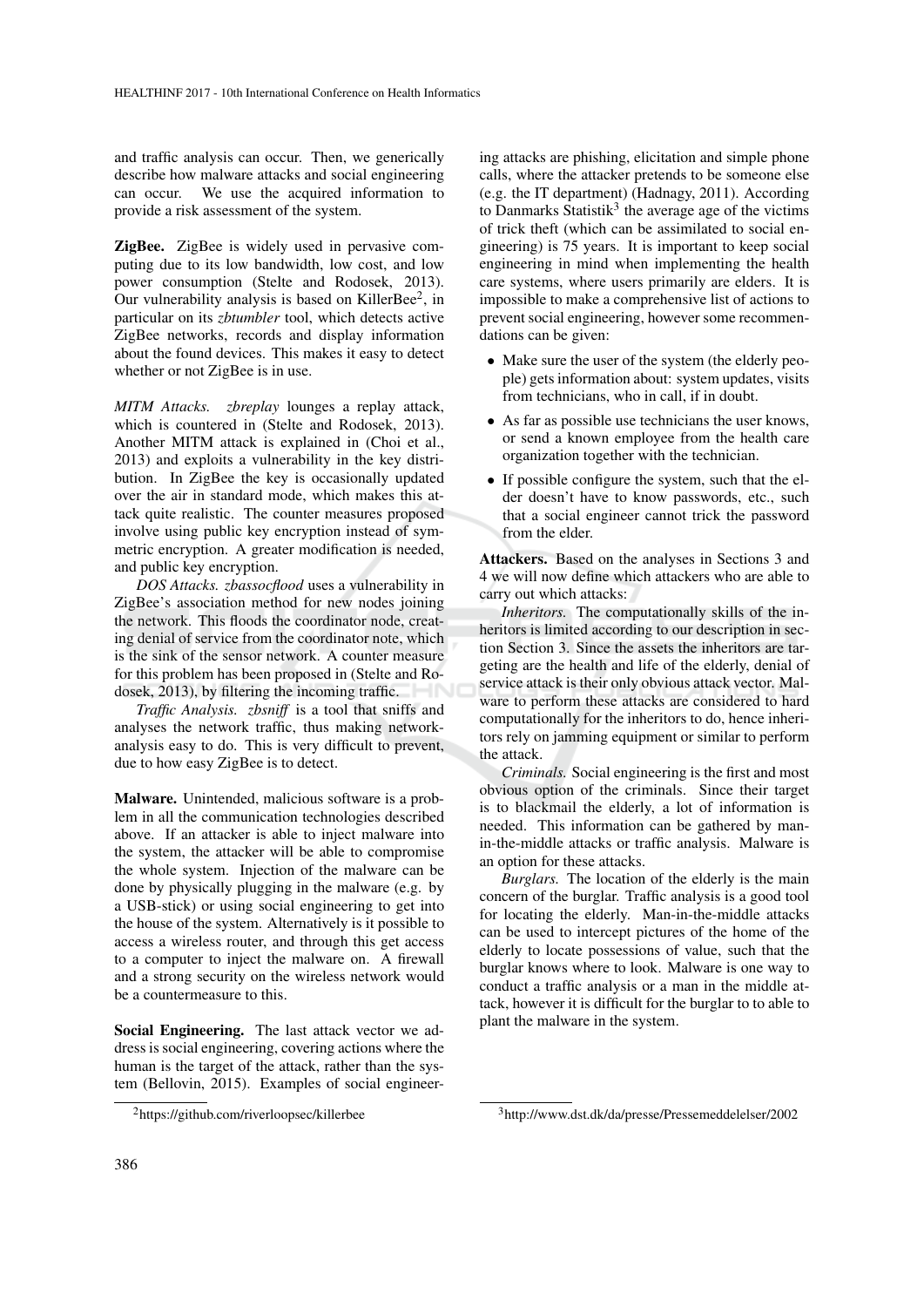and traffic analysis can occur. Then, we generically describe how malware attacks and social engineering can occur. We use the acquired information to provide a risk assessment of the system.

**ZigBee.** ZigBee is widely used in pervasive computing due to its low bandwidth, low cost, and low power consumption (Stelte and Rodosek, 2013). Our vulnerability analysis is based on KillerBee[2], in particular on its *zbtumbler* tool, which detects active ZigBee networks, records and display information about the found devices. This makes it easy to detect whether or not ZigBee is in use.

*MITM Attacks.* *zbreplay* lounges a replay attack, which is countered in (Stelte and Rodosek, 2013). Another MITM attack is explained in (Choi et al., 2013) and exploits a vulnerability in the key distribution. In ZigBee the key is occasionally updated over the air in standard mode, which makes this attack quite realistic. The counter measures proposed involve using public key encryption instead of symmetric encryption. A greater modification is needed, and public key encryption.

*DOS Attacks.* *zbassocflood* uses a vulnerability in ZigBee's association method for new nodes joining the network. This floods the coordinator node, creating denial of service from the coordinator note, which is the sink of the sensor network. A counter measure for this problem has been proposed in (Stelte and Rodosek, 2013), by filtering the incoming traffic.

*Traffic Analysis.* *zbsniff* is a tool that sniffs and analyses the network traffic, thus making network-analysis easy to do. This is very difficult to prevent, due to how easy ZigBee is to detect.

**Malware.** Unintended, malicious software is a problem in all the communication technologies described above. If an attacker is able to inject malware into the system, the attacker will be able to compromise the whole system. Injection of the malware can be done by physically plugging in the malware (e.g. by a USB-stick) or using social engineering to get into the house of the system. Alternatively is it possible to access a wireless router, and through this get access to a computer to inject the malware on. A firewall and a strong security on the wireless network would be a countermeasure to this.

**Social Engineering.** The last attack vector we address is social engineering, covering actions where the human is the target of the attack, rather than the system (Bellovin, 2015). Examples of social engineering attacks are phishing, elicitation and simple phone calls, where the attacker pretends to be someone else (e.g. the IT department) (Hadnagy, 2011). According to Danmarks Statistik[3] the average age of the victims of trick theft (which can be assimilated to social engineering) is 75 years. It is important to keep social engineering in mind when implementing the health care systems, where users primarily are elders. It is impossible to make a comprehensive list of actions to prevent social engineering, however some recommendations can be given:

- Make sure the user of the system (the elderly people) gets information about: system updates, visits from technicians, who in call, if in doubt.
- As far as possible use technicians the user knows, or send a known employee from the health care organization together with the technician.
- If possible configure the system, such that the elder doesn't have to know passwords, etc., such that a social engineer cannot trick the password from the elder.

**Attackers.** Based on the analyses in Sections 3 and 4 we will now define which attackers who are able to carry out which attacks:

*Inheritors.* The computationally skills of the inheritors is limited according to our description in section Section 3. Since the assets the inheritors are targeting are the health and life of the elderly, denial of service attack is their only obvious attack vector. Malware to perform these attacks are considered to hard computationally for the inheritors to do, hence inheritors rely on jamming equipment or similar to perform the attack.

*Criminals.* Social engineering is the first and most obvious option of the criminals. Since their target is to blackmail the elderly, a lot of information is needed. This information can be gathered by man-in-the-middle attacks or traffic analysis. Malware is an option for these attacks.

*Burglars.* The location of the elderly is the main concern of the burglar. Traffic analysis is a good tool for locating the elderly. Man-in-the-middle attacks can be used to intercept pictures of the home of the elderly to locate possessions of value, such that the burglar knows where to look. Malware is one way to conduct a traffic analysis or a man in the middle attack, however it is difficult for the burglar to to able to plant the malware in the system.

---

[2] https://github.com/riverloopsec/killerbee

[3] http://www.dst.dk/da/presse/Pressemeddelelser/2002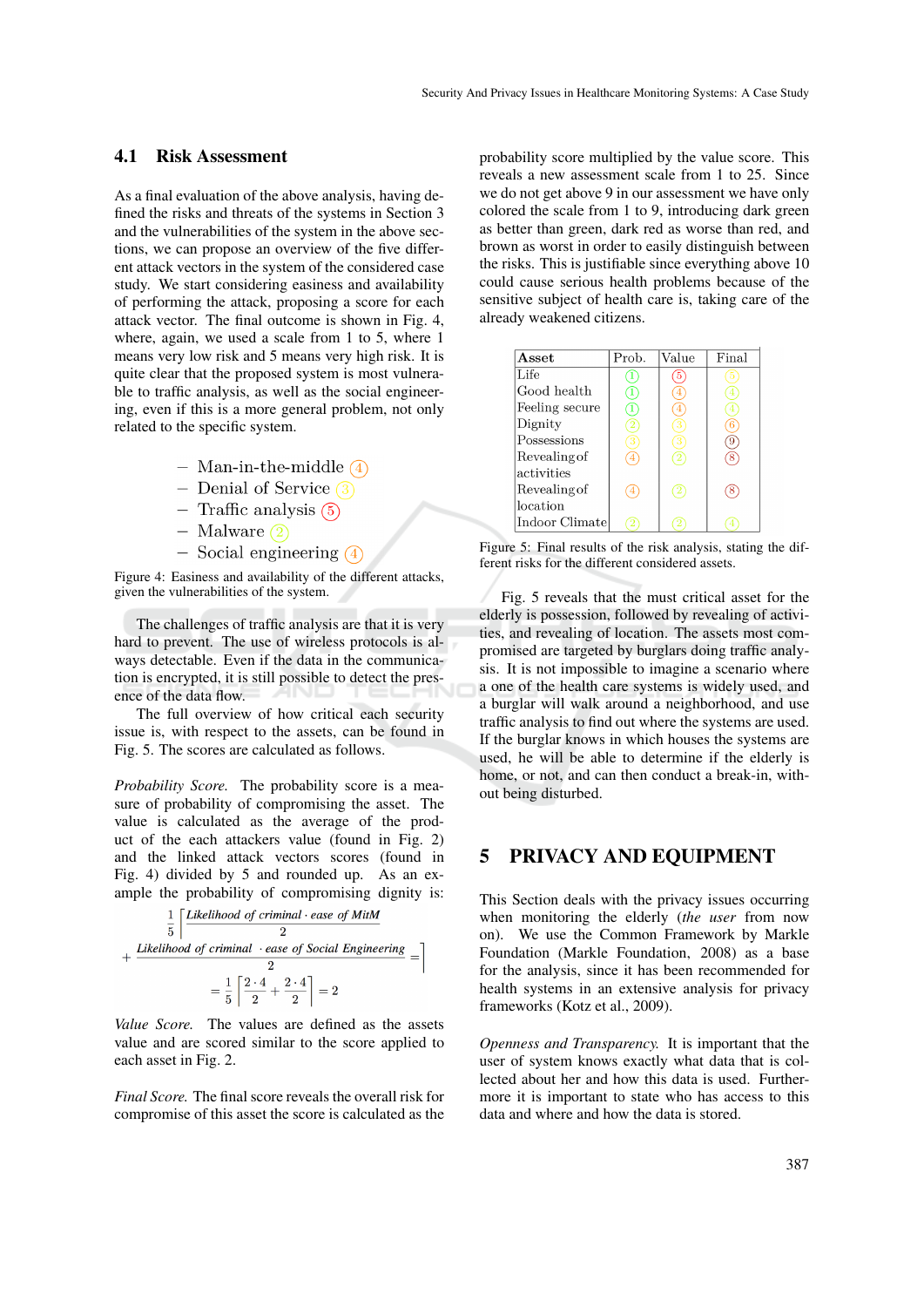### 4.1 Risk Assessment

As a final evaluation of the above analysis, having defined the risks and threats of the systems in Section 3 and the vulnerabilities of the system in the above sections, we can propose an overview of the five different attack vectors in the system of the considered case study. We start considering easiness and availability of performing the attack, proposing a score for each attack vector. The final outcome is shown in Fig. 4, where, again, we used a scale from 1 to 5, where 1 means very low risk and 5 means very high risk. It is quite clear that the proposed system is most vulnerable to traffic analysis, as well as the social engineering, even if this is a more general problem, not only related to the specific system.

- Man-in-the-middle (4)
- Denial of Service (3)
- Traffic analysis (5)
- Malware (2)
- Social engineering (4)

Figure 4: Easiness and availability of the different attacks, given the vulnerabilities of the system.

The challenges of traffic analysis are that it is very hard to prevent. The use of wireless protocols is always detectable. Even if the data in the communication is encrypted, it is still possible to detect the presence of the data flow.

The full overview of how critical each security issue is, with respect to the assets, can be found in Fig. 5. The scores are calculated as follows.

*Probability Score.* The probability score is a measure of probability of compromising the asset. The value is calculated as the average of the product of the each attackers value (found in Fig. 2) and the linked attack vectors scores (found in Fig. 4) divided by 5 and rounded up. As an example the probability of compromising dignity is:

$$\frac{1}{5}\left[\frac{\textit{Likelihood of criminal} \cdot \textit{ease of MitM}}{2} + \frac{\textit{Likelihood of criminal} \cdot \textit{ease of Social Engineering}}{2} = \right]$$

$$= \frac{1}{5}\left[\frac{2 \cdot 4}{2} + \frac{2 \cdot 4}{2}\right] = 2$$

*Value Score.* The values are defined as the assets value and are scored similar to the score applied to each asset in Fig. 2.

*Final Score.* The final score reveals the overall risk for compromise of this asset the score is calculated as the probability score multiplied by the value score. This reveals a new assessment scale from 1 to 25. Since we do not get above 9 in our assessment we have only colored the scale from 1 to 9, introducing dark green as better than green, dark red as worse than red, and brown as worst in order to easily distinguish between the risks. This is justifiable since everything above 10 could cause serious health problems because of the sensitive subject of health care is, taking care of the already weakened citizens.

| Asset | Prob. | Value | Final |
|---|---|---|---|
| Life | 1 | 5 | 5 |
| Good health | 1 | 4 | 4 |
| Feeling secure | 1 | 4 | 4 |
| Dignity | 2 | 3 | 6 |
| Possessions | 3 | 3 | 9 |
| Revealing of activities | 4 | 2 | 8 |
| Revealing of location | 4 | 2 | 8 |
| Indoor Climate | 2 | 2 | 4 |

Figure 5: Final results of the risk analysis, stating the different risks for the different considered assets.

Fig. 5 reveals that the must critical asset for the elderly is possession, followed by revealing of activities, and revealing of location. The assets most compromised are targeted by burglars doing traffic analysis. It is not impossible to imagine a scenario where a one of the health care systems is widely used, and a burglar will walk around a neighborhood, and use traffic analysis to find out where the systems are used. If the burglar knows in which houses the systems are used, he will be able to determine if the elderly is home, or not, and can then conduct a break-in, without being disturbed.

## 5 PRIVACY AND EQUIPMENT

This Section deals with the privacy issues occurring when monitoring the elderly (*the user* from now on). We use the Common Framework by Markle Foundation (Markle Foundation, 2008) as a base for the analysis, since it has been recommended for health systems in an extensive analysis for privacy frameworks (Kotz et al., 2009).

*Openness and Transparency.* It is important that the user of system knows exactly what data that is collected about her and how this data is used. Furthermore it is important to state who has access to this data and where and how the data is stored.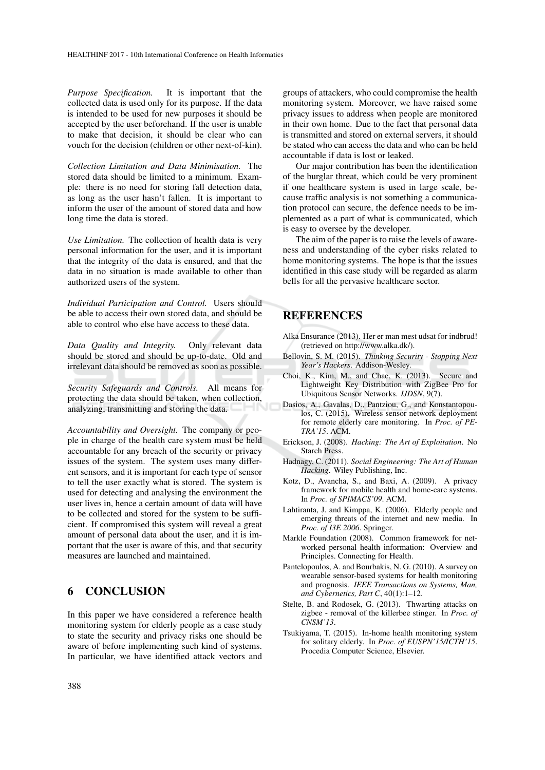*Purpose Specification.* It is important that the collected data is used only for its purpose. If the data is intended to be used for new purposes it should be accepted by the user beforehand. If the user is unable to make that decision, it should be clear who can vouch for the decision (children or other next-of-kin).

*Collection Limitation and Data Minimisation.* The stored data should be limited to a minimum. Example: there is no need for storing fall detection data, as long as the user hasn't fallen. It is important to inform the user of the amount of stored data and how long time the data is stored.

*Use Limitation.* The collection of health data is very personal information for the user, and it is important that the integrity of the data is ensured, and that the data in no situation is made available to other than authorized users of the system.

*Individual Participation and Control.* Users should be able to access their own stored data, and should be able to control who else have access to these data.

*Data Quality and Integrity.* Only relevant data should be stored and should be up-to-date. Old and irrelevant data should be removed as soon as possible.

*Security Safeguards and Controls.* All means for protecting the data should be taken, when collection, analyzing, transmitting and storing the data.

*Accountability and Oversight.* The company or people in charge of the health care system must be held accountable for any breach of the security or privacy issues of the system. The system uses many different sensors, and it is important for each type of sensor to tell the user exactly what is stored. The system is used for detecting and analysing the environment the user lives in, hence a certain amount of data will have to be collected and stored for the system to be sufficient. If compromised this system will reveal a great amount of personal data about the user, and it is important that the user is aware of this, and that security measures are launched and maintained.

## 6 CONCLUSION

In this paper we have considered a reference health monitoring system for elderly people as a case study to state the security and privacy risks one should be aware of before implementing such kind of systems. In particular, we have identified attack vectors and groups of attackers, who could compromise the health monitoring system. Moreover, we have raised some privacy issues to address when people are monitored in their own home. Due to the fact that personal data is transmitted and stored on external servers, it should be stated who can access the data and who can be held accountable if data is lost or leaked.

Our major contribution has been the identification of the burglar threat, which could be very prominent if one healthcare system is used in large scale, because traffic analysis is not something a communication protocol can secure, the defence needs to be implemented as a part of what is communicated, which is easy to oversee by the developer.

The aim of the paper is to raise the levels of awareness and understanding of the cyber risks related to home monitoring systems. The hope is that the issues identified in this case study will be regarded as alarm bells for all the pervasive healthcare sector.

## REFERENCES

Alka Ensurance (2013). Her er man mest udsat for indbrud! (retrieved on http://www.alka.dk/).

Bellovin, S. M. (2015). *Thinking Security - Stopping Next Year's Hackers*. Addison-Wesley.

Choi, K., Kim, M., and Chae, K. (2013). Secure and Lightweight Key Distribution with ZigBee Pro for Ubiquitous Sensor Networks. *IJDSN*, 9(7).

Dasios, A., Gavalas, D., Pantziou, G., and Konstantopoulos, C. (2015). Wireless sensor network deployment for remote elderly care monitoring. In *Proc. of PETRA'15*. ACM.

Erickson, J. (2008). *Hacking: The Art of Exploitation*. No Starch Press.

Hadnagy, C. (2011). *Social Engineering: The Art of Human Hacking*. Wiley Publishing, Inc.

Kotz, D., Avancha, S., and Baxi, A. (2009). A privacy framework for mobile health and home-care systems. In *Proc. of SPIMACS'09*. ACM.

Lahtiranta, J. and Kimppa, K. (2006). Elderly people and emerging threats of the internet and new media. In *Proc. of I3E 2006*. Springer.

Markle Foundation (2008). Common framework for networked personal health information: Overview and Principles. Connecting for Health.

Pantelopoulos, A. and Bourbakis, N. G. (2010). A survey on wearable sensor-based systems for health monitoring and prognosis. *IEEE Transactions on Systems, Man, and Cybernetics, Part C*, 40(1):1–12.

Stelte, B. and Rodosek, G. (2013). Thwarting attacks on zigbee - removal of the killerbee stinger. In *Proc. of CNSM'13*.

Tsukiyama, T. (2015). In-home health monitoring system for solitary elderly. In *Proc. of EUSPN'15/ICTH'15*. Procedia Computer Science, Elsevier.